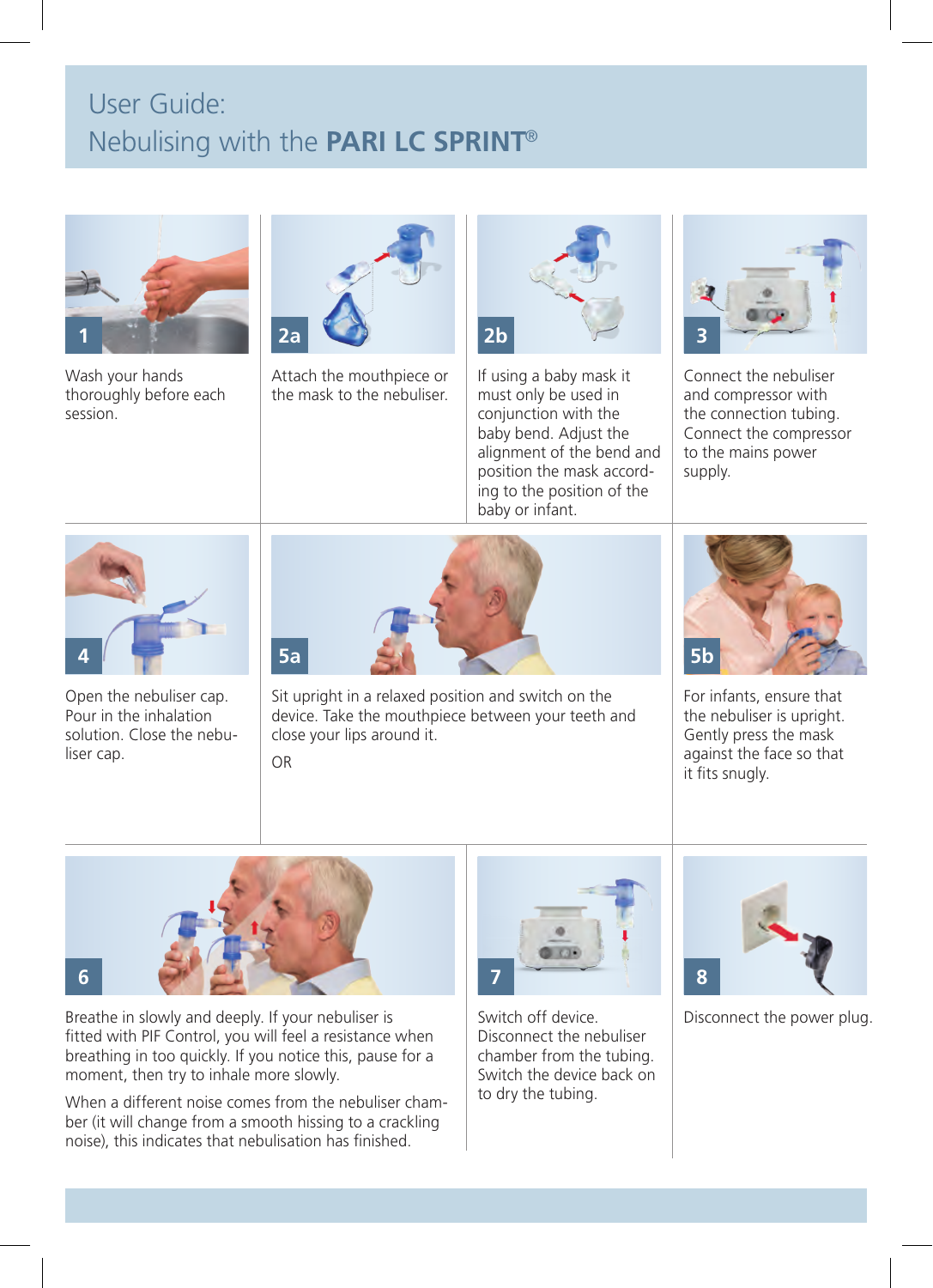# User Guide: Nebulising with the **PARI LC SPRINT®**

**1**

Wash your hands thoroughly before each session.

**2a**

Attach the mouthpiece or the mask to the nebuliser.

**2b**

If using a baby mask it must only be used in conjunction with the baby bend. Adjust the alignment of the bend and position the mask according to the position of the baby or infant.

**3**

Connect the nebuliser and compressor with the connection tubing. Connect the compressor to the mains power supply.

**4**

Open the nebuliser cap. Pour in the inhalation solution. Close the nebuliser cap.

**5a**

Sit upright in a relaxed position and switch on the device. Take the mouthpiece between your teeth and close your lips around it.

OR

**5b**

For infants, ensure that the nebuliser is upright. Gently press the mask against the face so that it fits snugly.

**6**

Breathe in slowly and deeply. If your nebuliser is fitted with PIF Control, you will feel a resistance when breathing in too quickly. If you notice this, pause for a moment, then try to inhale more slowly.

When a different noise comes from the nebuliser chamber (it will change from a smooth hissing to a crackling noise), this indicates that nebulisation has finished.

**7**

Switch off device. Disconnect the nebuliser chamber from the tubing. Switch the device back on to dry the tubing.

**8**

Disconnect the power plug.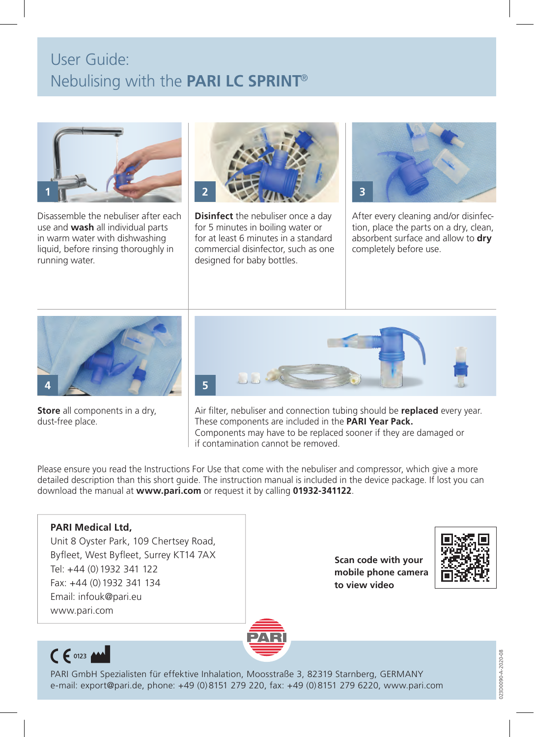# User Guide: Nebulising with the **PARI LC SPRINT®**

1

Disassemble the nebuliser after each use and **wash** all individual parts in warm water with dishwashing liquid, before rinsing thoroughly in running water.

2

**Disinfect** the nebuliser once a day for 5 minutes in boiling water or for at least 6 minutes in a standard commercial disinfector, such as one designed for baby bottles.

3

After every cleaning and/or disinfection, place the parts on a dry, clean, absorbent surface and allow to **dry** completely before use.

4

**Store** all components in a dry, dust-free place.

5

Air filter, nebuliser and connection tubing should be **replaced** every year. These components are included in the **PARI Year Pack.** Components may have to be replaced sooner if they are damaged or if contamination cannot be removed.

Please ensure you read the Instructions For Use that come with the nebuliser and compressor, which give a more detailed description than this short guide. The instruction manual is included in the device package. If lost you can download the manual at **www.pari.com** or request it by calling **01932-341122**.

**PARI Medical Ltd,**
Unit 8 Oyster Park, 109 Chertsey Road,
Byfleet, West Byfleet, Surrey KT14 7AX
Tel: +44 (0) 1932 341 122
Fax: +44 (0) 1932 341 134
Email: infouk@pari.eu
www.pari.com

**Scan code with your mobile phone camera to view video**

CE 0123

PARI GmbH Spezialisten für effektive Inhalation, Moosstraße 3, 82319 Starnberg, GERMANY
e-mail: export@pari.de, phone: +49 (0) 8151 279 220, fax: +49 (0) 8151 279 6220, www.pari.com

023D0090-A-2020-08